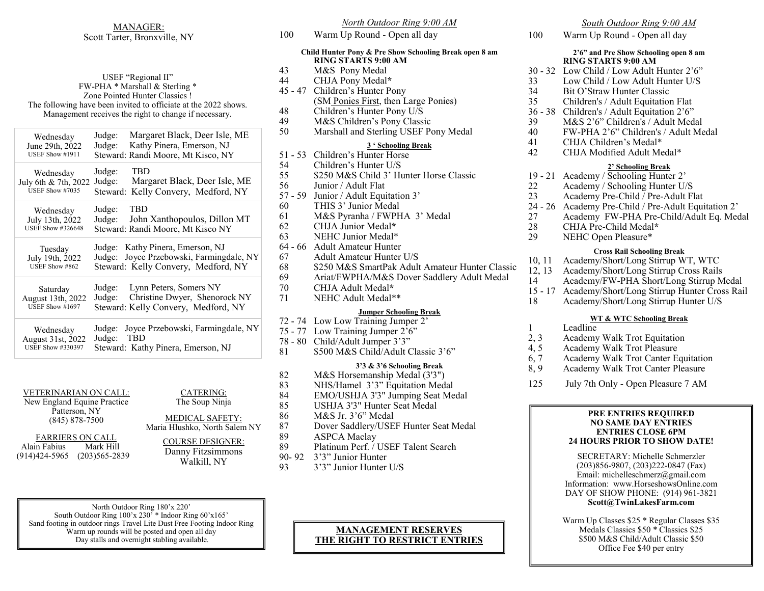MANAGER:
Scott Tarter, Bronxville, NY

USEF "Regional II"
FW-PHA * Marshall & Sterling *
Zone Pointed Hunter Classics !
The following have been invited to officiate at the 2022 shows.
Management receives the right to change if necessary.

| Date | Officials |
|---|---|
| Wednesday June 29th, 2022 USEF Show #1911 | Judge: Margaret Black, Deer Isle, ME<br>Judge: Kathy Pinera, Emerson, NJ<br>Steward: Randi Moore, Mt Kisco, NY |
| Wednesday July 6th & 7th, 2022 USEF Show #7035 | Judge: TBD<br>Judge: Margaret Black, Deer Isle, ME<br>Steward: Kelly Convery, Medford, NY |
| Wednesday July 13th, 2022 USEF Show #326648 | Judge: TBD<br>Judge: John Xanthopoulos, Dillon MT<br>Steward: Randi Moore, Mt Kisco NY |
| Tuesday July 19th, 2022 USEF Show #862 | Judge: Kathy Pinera, Emerson, NJ<br>Judge: Joyce Przebowski, Farmingdale, NY<br>Steward: Kelly Convery, Medford, NY |
| Saturday August 13th, 2022 USEF Show #1697 | Judge: Lynn Peters, Somers NY<br>Judge: Christine Dwyer, Shenorock NY<br>Steward: Kelly Convery, Medford, NY |
| Wednesday August 31st, 2022 USEF Show #330397 | Judge: Joyce Przebowski, Farmingdale, NY<br>Judge: TBD<br>Steward: Kathy Pinera, Emerson, NJ |

VETERINARIAN ON CALL:
New England Equine Practice
Patterson, NY
(845) 878-7500

FARRIERS ON CALL
Alain Fabius (914)424-5965
Mark Hill (203)565-2839

CATERING:
The Soup Ninja

MEDICAL SAFETY:
Maria Hlushko, North Salem NY

COURSE DESIGNER:
Danny Fitzsimmons
Walkill, NY

North Outdoor Ring 180'x 220'
South Outdoor Ring 100'x 230' * Indoor Ring 60'x165'
Sand footing in outdoor rings Travel Lite Dust Free Footing Indoor Ring
Warm up rounds will be posted and open all day
Day stalls and overnight stabling available.

## *North Outdoor Ring 9:00 AM*

100 Warm Up Round - Open all day

**Child Hunter Pony & Pre Show Schooling Break open 8 am**
**RING STARTS 9:00 AM**

- 43 M&S Pony Medal
- 44 CHJA Pony Medal*
- 45 - 47 Children's Hunter Pony (SM Ponies First, then Large Ponies)
- 48 Children's Hunter Pony U/S
- 49 M&S Children's Pony Classic
- 50 Marshall and Sterling USEF Pony Medal

**3 ' Schooling Break**

- 51 - 53 Children's Hunter Horse
- 54 Children's Hunter U/S
- 55 $250 M&S Child 3' Hunter Horse Classic
- 56 Junior / Adult Flat
- 57 - 59 Junior / Adult Equitation 3'
- 60 THIS 3' Junior Medal
- 61 M&S Pyranha / FWPHA 3' Medal
- 62 CHJA Junior Medal*
- 63 NEHC Junior Medal*
- 64 - 66 Adult Amateur Hunter
- 67 Adult Amateur Hunter U/S
- 68 $250 M&S SmartPak Adult Amateur Hunter Classic
- 69 Ariat/FWPHA/M&S Dover Saddlery Adult Medal
- 70 CHJA Adult Medal*
- 71 NEHC Adult Medal**

**Jumper Schooling Break**

- 72 - 74 Low Low Training Jumper 2'
- 75 - 77 Low Training Jumper 2'6"
- 78 - 80 Child/Adult Jumper 3'3"
- 81 $500 M&S Child/Adult Classic 3'6"

**3'3 & 3'6 Schooling Break**

- 82 M&S Horsemanship Medal (3'3")
- 83 NHS/Hamel 3'3" Equitation Medal
- 84 EMO/USHJA 3'3" Jumping Seat Medal
- 85 USHJA 3'3" Hunter Seat Medal
- 86 M&S Jr. 3'6" Medal
- 87 Dover Saddlery/USEF Hunter Seat Medal
- 89 ASPCA Maclay
- 89 Platinum Perf. / USEF Talent Search
- 90- 92 3'3" Junior Hunter
- 93 3'3" Junior Hunter U/S

**MANAGEMENT RESERVES THE RIGHT TO RESTRICT ENTRIES**

## *South Outdoor Ring 9:00 AM*

100 Warm Up Round - Open all day

**2'6" and Pre Show Schooling open 8 am**
**RING STARTS 9:00 AM**

- 30 - 32 Low Child / Low Adult Hunter 2'6"
- 33 Low Child / Low Adult Hunter U/S
- 34 Bit O'Straw Hunter Classic
- 35 Children's / Adult Equitation Flat
- 36 - 38 Children's / Adult Equitation 2'6"
- 39 M&S 2'6" Children's / Adult Medal
- 40 FW-PHA 2'6" Children's / Adult Medal
- 41 CHJA Children's Medal*
- 42 CHJA Modified Adult Medal*

**2' Schooling Break**

- 19 - 21 Academy / Schooling Hunter 2'
- 22 Academy / Schooling Hunter U/S
- 23 Academy Pre-Child / Pre-Adult Flat
- 24 - 26 Academy Pre-Child / Pre-Adult Equitation 2'
- 27 Academy FW-PHA Pre-Child/Adult Eq. Medal
- 28 CHJA Pre-Child Medal*
- 29 NEHC Open Pleasure*

**Cross Rail Schooling Break**

- 10, 11 Academy/Short/Long Stirrup WT, WTC
- 12, 13 Academy/Short/Long Stirrup Cross Rails
- 14 Academy/FW-PHA Short/Long Stirrup Medal
- 15 - 17 Academy/Short/Long Stirrup Hunter Cross Rail
- 18 Academy/Short/Long Stirrup Hunter U/S

**WT & WTC Schooling Break**

- 1 Leadline
- 2, 3 Academy Walk Trot Equitation
- 4, 5 Academy Walk Trot Pleasure
- 6, 7 Academy Walk Trot Canter Equitation
- 8, 9 Academy Walk Trot Canter Pleasure
- 125 July 7th Only - Open Pleasure 7 AM

**PRE ENTRIES REQUIRED**
**NO SAME DAY ENTRIES**
**ENTRIES CLOSE 6PM**
**24 HOURS PRIOR TO SHOW DATE!**

SECRETARY: Michelle Schmerzler
(203)856-9807, (203)222-0847 (Fax)
Email: michelleschmerz@gmail.com
Information: www.HorseshowsOnline.com
DAY OF SHOW PHONE: (914) 961-3821
**Scott@TwinLakesFarm.com**

Warm Up Classes $25 * Regular Classes $35
Medals Classics $50 * Classics $25
$500 M&S Child/Adult Classic $50
Office Fee $40 per entry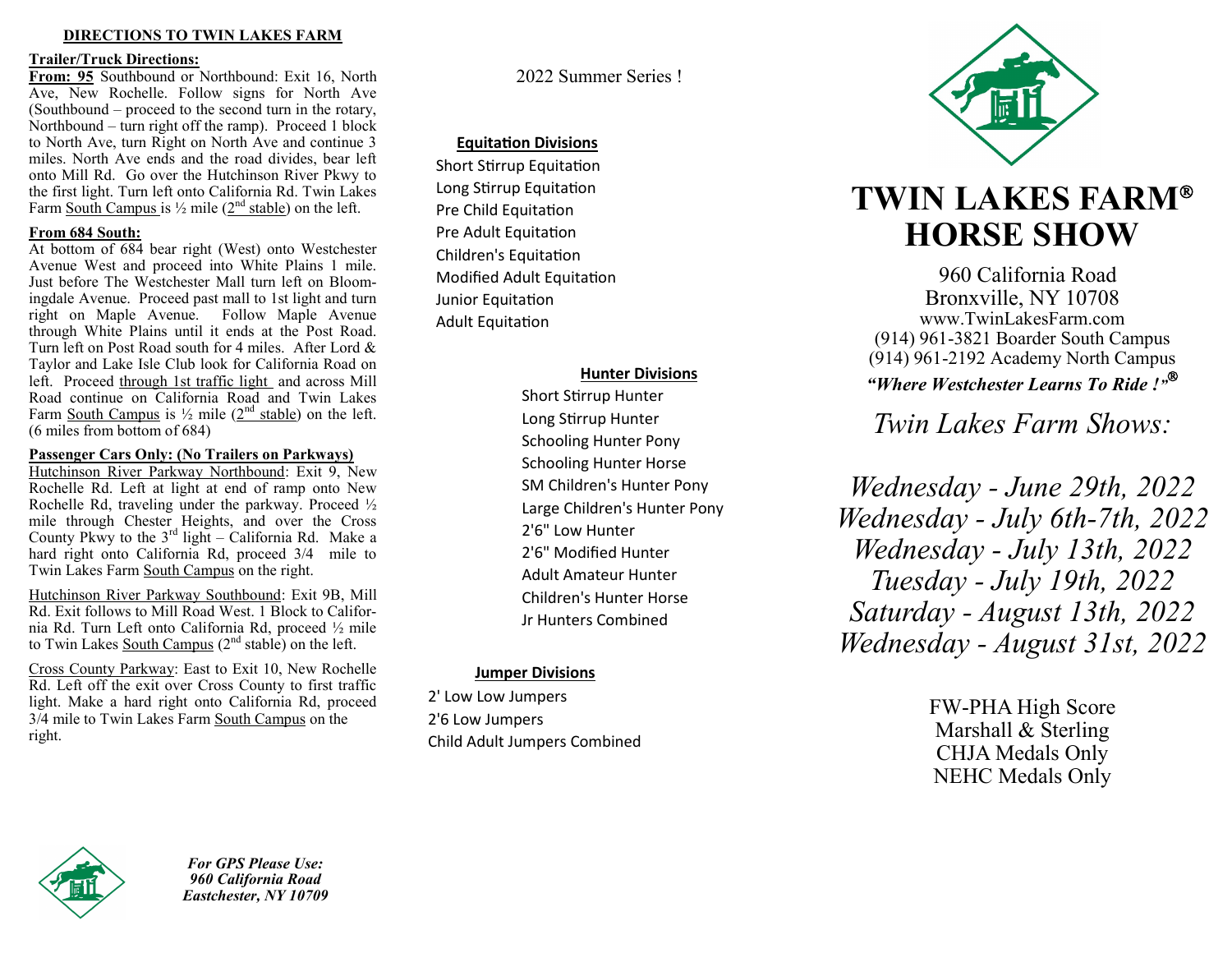## DIRECTIONS TO TWIN LAKES FARM

**Trailer/Truck Directions:**

**From: 95** Southbound or Northbound: Exit 16, North Ave, New Rochelle. Follow signs for North Ave (Southbound – proceed to the second turn in the rotary, Northbound – turn right off the ramp). Proceed 1 block to North Ave, turn Right on North Ave and continue 3 miles. North Ave ends and the road divides, bear left onto Mill Rd. Go over the Hutchinson River Pkwy to the first light. Turn left onto California Rd. Twin Lakes Farm South Campus is ½ mile (2nd stable) on the left.

**From 684 South:**

At bottom of 684 bear right (West) onto Westchester Avenue West and proceed into White Plains 1 mile. Just before The Westchester Mall turn left on Bloomingdale Avenue. Proceed past mall to 1st light and turn right on Maple Avenue. Follow Maple Avenue through White Plains until it ends at the Post Road. Turn left on Post Road south for 4 miles. After Lord & Taylor and Lake Isle Club look for California Road on left. Proceed through 1st traffic light and across Mill Road continue on California Road and Twin Lakes Farm South Campus is ½ mile (2nd stable) on the left. (6 miles from bottom of 684)

**Passenger Cars Only: (No Trailers on Parkways)**

Hutchinson River Parkway Northbound: Exit 9, New Rochelle Rd. Left at light at end of ramp onto New Rochelle Rd, traveling under the parkway. Proceed ½ mile through Chester Heights, and over the Cross County Pkwy to the 3rd light – California Rd. Make a hard right onto California Rd, proceed 3/4 mile to Twin Lakes Farm South Campus on the right.

Hutchinson River Parkway Southbound: Exit 9B, Mill Rd. Exit follows to Mill Road West. 1 Block to California Rd. Turn Left onto California Rd, proceed ½ mile to Twin Lakes South Campus (2nd stable) on the left.

Cross County Parkway: East to Exit 10, New Rochelle Rd. Left off the exit over Cross County to first traffic light. Make a hard right onto California Rd, proceed 3/4 mile to Twin Lakes Farm South Campus on the right.

***For GPS Please Use:***
***960 California Road***
***Eastchester, NY 10709***

2022 Summer Series !

**Equitation Divisions**

- Short Stirrup Equitation
- Long Stirrup Equitation
- Pre Child Equitation
- Pre Adult Equitation
- Children's Equitation
- Modified Adult Equitation
- Junior Equitation
- Adult Equitation

**Hunter Divisions**

- Short Stirrup Hunter
- Long Stirrup Hunter
- Schooling Hunter Pony
- Schooling Hunter Horse
- SM Children's Hunter Pony
- Large Children's Hunter Pony
- 2'6" Low Hunter
- 2'6" Modified Hunter
- Adult Amateur Hunter
- Children's Hunter Horse
- Jr Hunters Combined

**Jumper Divisions**

- 2' Low Low Jumpers
- 2'6 Low Jumpers
- Child Adult Jumpers Combined

# TWIN LAKES FARM® HORSE SHOW

960 California Road
Bronxville, NY 10708
www.TwinLakesFarm.com
(914) 961-3821 Boarder South Campus
(914) 961-2192 Academy North Campus

***"Where Westchester Learns To Ride !"®***

*Twin Lakes Farm Shows:*

*Wednesday - June 29th, 2022*
*Wednesday - July 6th-7th, 2022*
*Wednesday - July 13th, 2022*
*Tuesday - July 19th, 2022*
*Saturday - August 13th, 2022*
*Wednesday - August 31st, 2022*

FW-PHA High Score
Marshall & Sterling
CHJA Medals Only
NEHC Medals Only